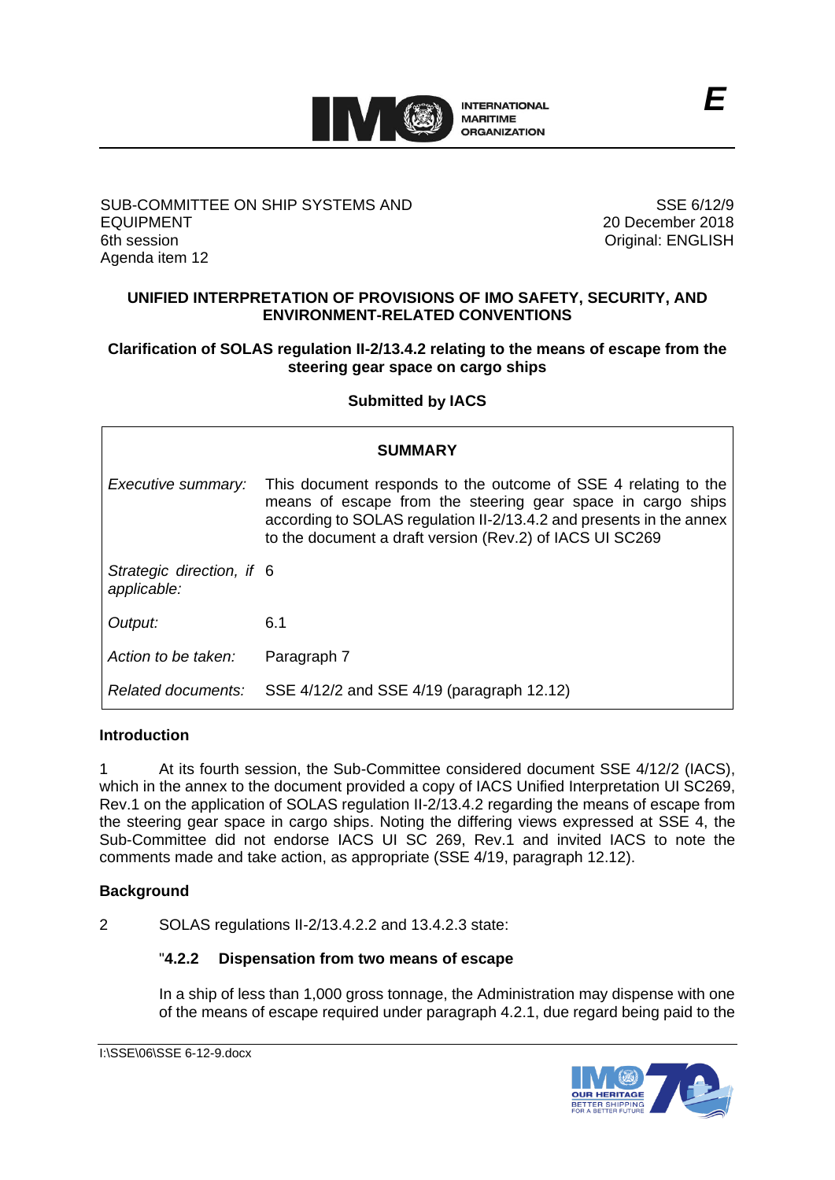INTERNATIONAL MARITIME ORGANIZATION

*E*

SUB-COMMITTEE ON SHIP SYSTEMS AND EQUIPMENT
6th session
Agenda item 12

SSE 6/12/9
20 December 2018
Original: ENGLISH

**UNIFIED INTERPRETATION OF PROVISIONS OF IMO SAFETY, SECURITY, AND ENVIRONMENT-RELATED CONVENTIONS**

**Clarification of SOLAS regulation II-2/13.4.2 relating to the means of escape from the steering gear space on cargo ships**

**Submitted by IACS**

| **SUMMARY** | |
|---|---|
| *Executive summary:* | This document responds to the outcome of SSE 4 relating to the means of escape from the steering gear space in cargo ships according to SOLAS regulation II-2/13.4.2 and presents in the annex to the document a draft version (Rev.2) of IACS UI SC269 |
| *Strategic direction, if applicable:* | 6 |
| *Output:* | 6.1 |
| *Action to be taken:* | Paragraph 7 |
| *Related documents:* | SSE 4/12/2 and SSE 4/19 (paragraph 12.12) |

**Introduction**

1 At its fourth session, the Sub-Committee considered document SSE 4/12/2 (IACS), which in the annex to the document provided a copy of IACS Unified Interpretation UI SC269, Rev.1 on the application of SOLAS regulation II-2/13.4.2 regarding the means of escape from the steering gear space in cargo ships. Noting the differing views expressed at SSE 4, the Sub-Committee did not endorse IACS UI SC 269, Rev.1 and invited IACS to note the comments made and take action, as appropriate (SSE 4/19, paragraph 12.12).

**Background**

2 SOLAS regulations II-2/13.4.2.2 and 13.4.2.3 state:

"**4.2.2 Dispensation from two means of escape**

In a ship of less than 1,000 gross tonnage, the Administration may dispense with one of the means of escape required under paragraph 4.2.1, due regard being paid to the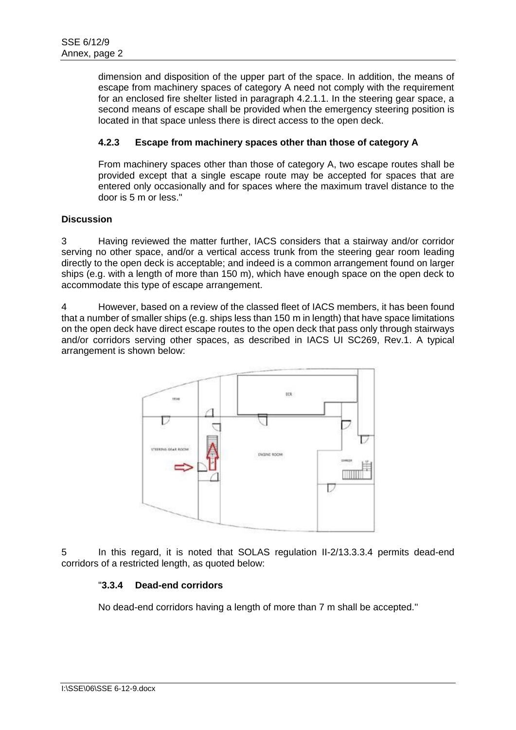dimension and disposition of the upper part of the space. In addition, the means of escape from machinery spaces of category A need not comply with the requirement for an enclosed fire shelter listed in paragraph 4.2.1.1. In the steering gear space, a second means of escape shall be provided when the emergency steering position is located in that space unless there is direct access to the open deck.

**4.2.3 Escape from machinery spaces other than those of category A**

From machinery spaces other than those of category A, two escape routes shall be provided except that a single escape route may be accepted for spaces that are entered only occasionally and for spaces where the maximum travel distance to the door is 5 m or less."

**Discussion**

3 Having reviewed the matter further, IACS considers that a stairway and/or corridor serving no other space, and/or a vertical access trunk from the steering gear room leading directly to the open deck is acceptable; and indeed is a common arrangement found on larger ships (e.g. with a length of more than 150 m), which have enough space on the open deck to accommodate this type of escape arrangement.

4 However, based on a review of the classed fleet of IACS members, it has been found that a number of smaller ships (e.g. ships less than 150 m in length) that have space limitations on the open deck have direct escape routes to the open deck that pass only through stairways and/or corridors serving other spaces, as described in IACS UI SC269, Rev.1. A typical arrangement is shown below:

5 In this regard, it is noted that SOLAS regulation II-2/13.3.3.4 permits dead-end corridors of a restricted length, as quoted below:

"**3.3.4 Dead-end corridors**

No dead-end corridors having a length of more than 7 m shall be accepted."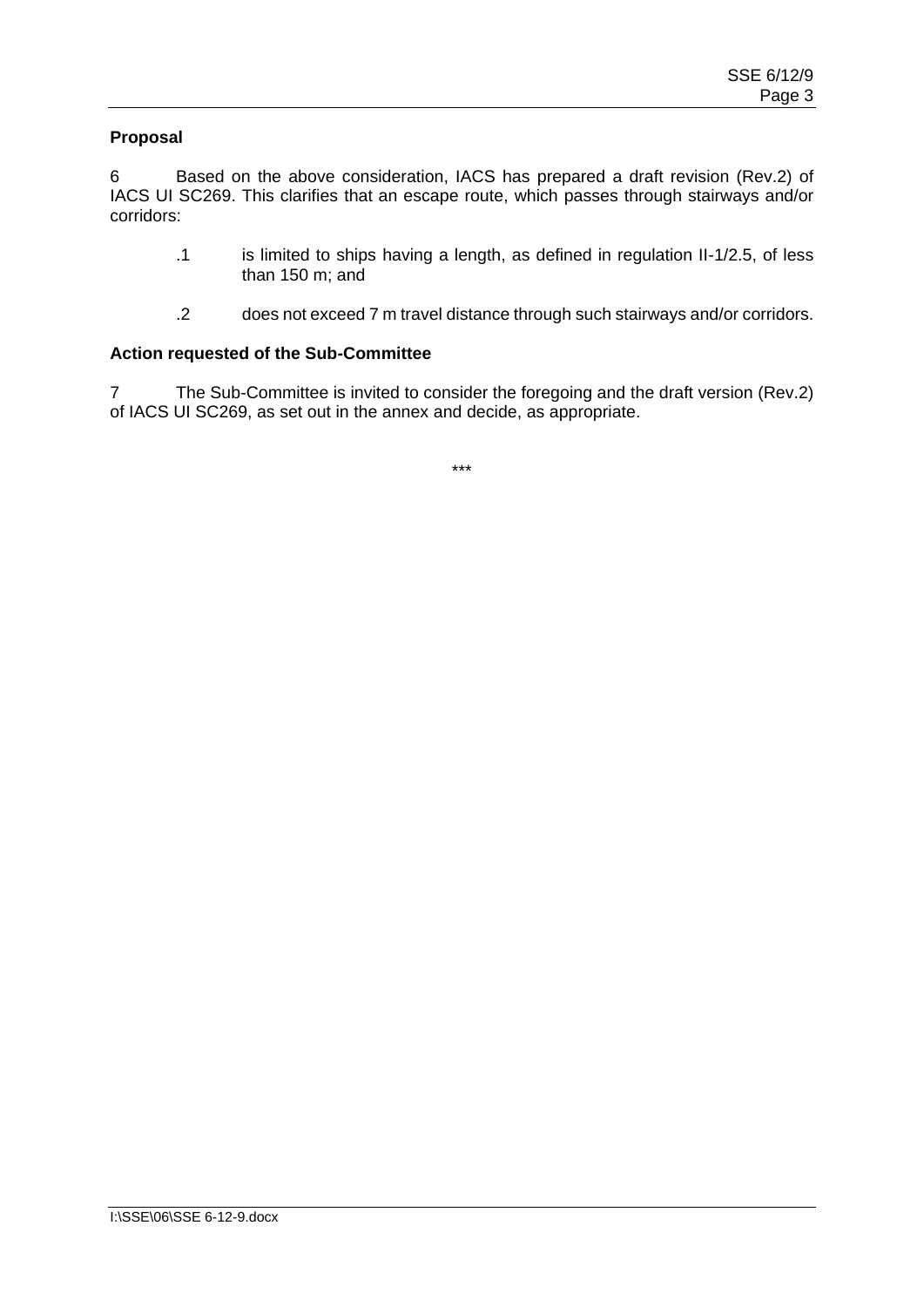**Proposal**

6 Based on the above consideration, IACS has prepared a draft revision (Rev.2) of IACS UI SC269. This clarifies that an escape route, which passes through stairways and/or corridors:

.1 is limited to ships having a length, as defined in regulation II-1/2.5, of less than 150 m; and

.2 does not exceed 7 m travel distance through such stairways and/or corridors.

**Action requested of the Sub-Committee**

7 The Sub-Committee is invited to consider the foregoing and the draft version (Rev.2) of IACS UI SC269, as set out in the annex and decide, as appropriate.

\*\*\*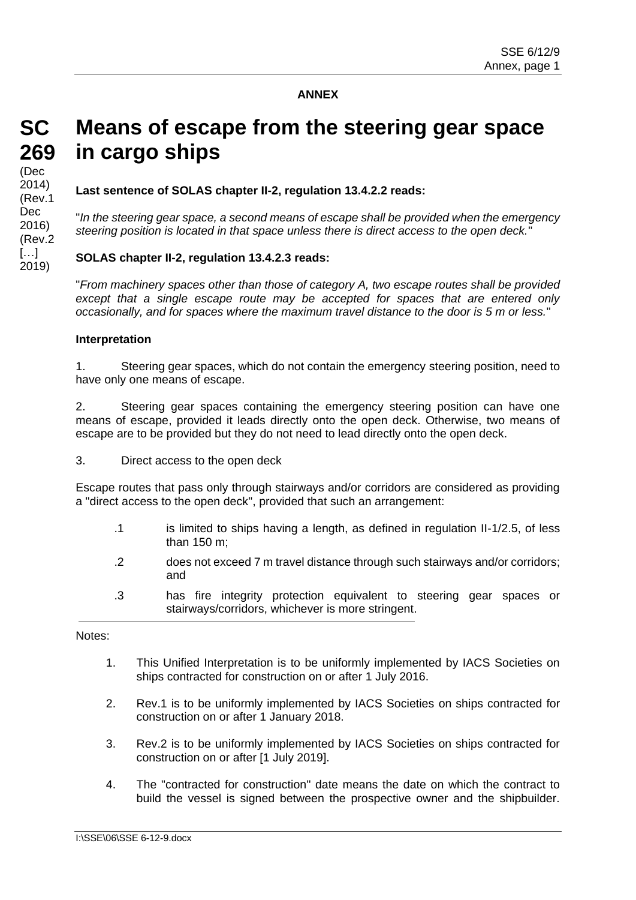**ANNEX**

# SC 269 Means of escape from the steering gear space in cargo ships

(Dec 2014) (Rev.1 Dec 2016) (Rev.2 […] 2019)

**Last sentence of SOLAS chapter II-2, regulation 13.4.2.2 reads:**

"*In the steering gear space, a second means of escape shall be provided when the emergency steering position is located in that space unless there is direct access to the open deck.*"

**SOLAS chapter II-2, regulation 13.4.2.3 reads:**

"*From machinery spaces other than those of category A, two escape routes shall be provided except that a single escape route may be accepted for spaces that are entered only occasionally, and for spaces where the maximum travel distance to the door is 5 m or less.*"

**Interpretation**

1. Steering gear spaces, which do not contain the emergency steering position, need to have only one means of escape.

2. Steering gear spaces containing the emergency steering position can have one means of escape, provided it leads directly onto the open deck. Otherwise, two means of escape are to be provided but they do not need to lead directly onto the open deck.

3. Direct access to the open deck

Escape routes that pass only through stairways and/or corridors are considered as providing a "direct access to the open deck", provided that such an arrangement:

.1 is limited to ships having a length, as defined in regulation II-1/2.5, of less than 150 m;

.2 does not exceed 7 m travel distance through such stairways and/or corridors; and

.3 has fire integrity protection equivalent to steering gear spaces or stairways/corridors, whichever is more stringent.

---

Notes:

1. This Unified Interpretation is to be uniformly implemented by IACS Societies on ships contracted for construction on or after 1 July 2016.

2. Rev.1 is to be uniformly implemented by IACS Societies on ships contracted for construction on or after 1 January 2018.

3. Rev.2 is to be uniformly implemented by IACS Societies on ships contracted for construction on or after [1 July 2019].

4. The "contracted for construction" date means the date on which the contract to build the vessel is signed between the prospective owner and the shipbuilder.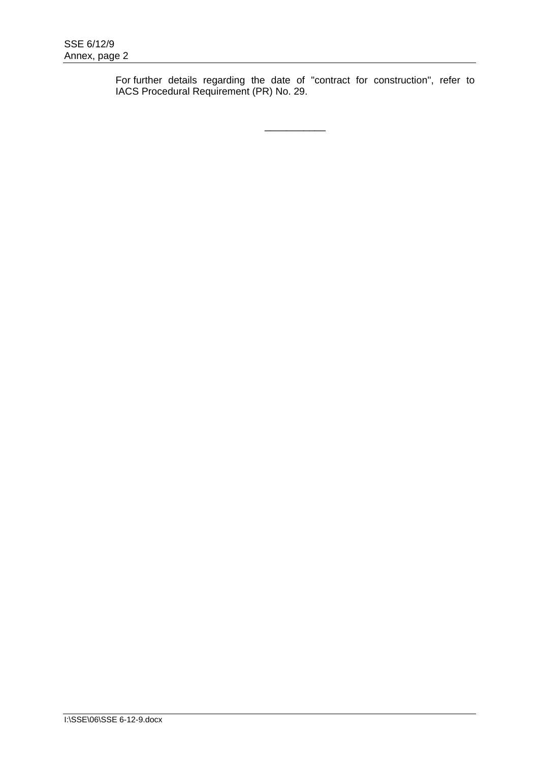For further details regarding the date of "contract for construction", refer to IACS Procedural Requirement (PR) No. 29.

___________